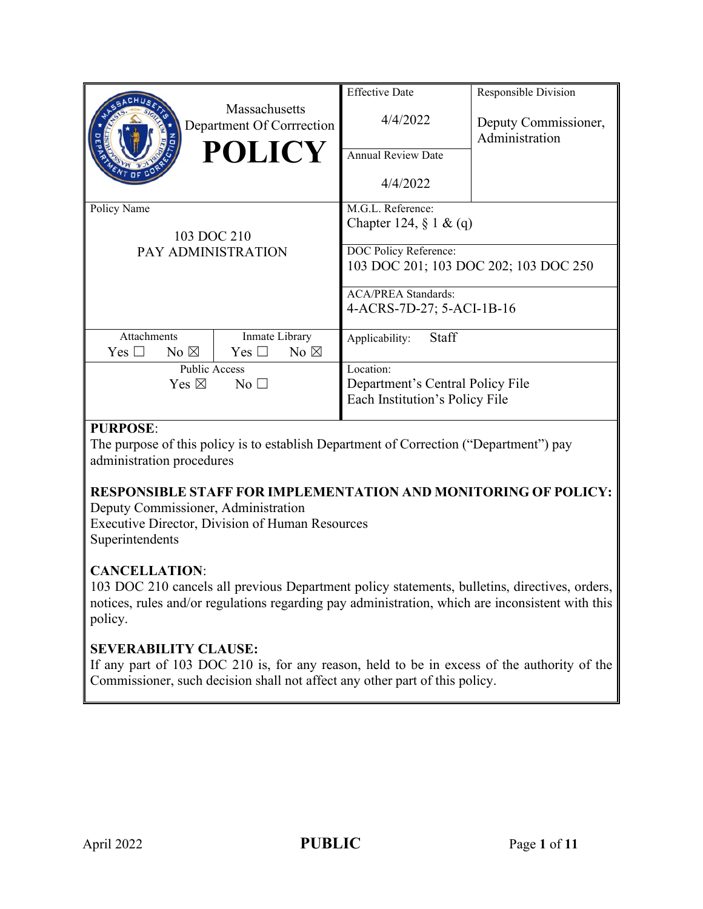| Massachusetts Department Of Corrrection **POLICY** | Effective Date<br>4/4/2022 | Responsible Division<br>Deputy Commissioner, Administration |
|---|---|---|
| | Annual Review Date<br>4/4/2022 | |
| Policy Name<br>103 DOC 210<br>PAY ADMINISTRATION | M.G.L. Reference:<br>Chapter 124, § 1 & (q) | |
| | DOC Policy Reference:<br>103 DOC 201; 103 DOC 202; 103 DOC 250 | |
| | ACA/PREA Standards:<br>4-ACRS-7D-27; 5-ACI-1B-16 | |
| Attachments: Yes ☐ No ☒ / Inmate Library: Yes ☐ No ☒ | Applicability: Staff | |
| Public Access: Yes ☒ No ☐ | Location:<br>Department's Central Policy File<br>Each Institution's Policy File | |

**PURPOSE**:
The purpose of this policy is to establish Department of Correction ("Department") pay administration procedures

**RESPONSIBLE STAFF FOR IMPLEMENTATION AND MONITORING OF POLICY:**
Deputy Commissioner, Administration
Executive Director, Division of Human Resources
Superintendents

**CANCELLATION**:
103 DOC 210 cancels all previous Department policy statements, bulletins, directives, orders, notices, rules and/or regulations regarding pay administration, which are inconsistent with this policy.

**SEVERABILITY CLAUSE:**
If any part of 103 DOC 210 is, for any reason, held to be in excess of the authority of the Commissioner, such decision shall not affect any other part of this policy.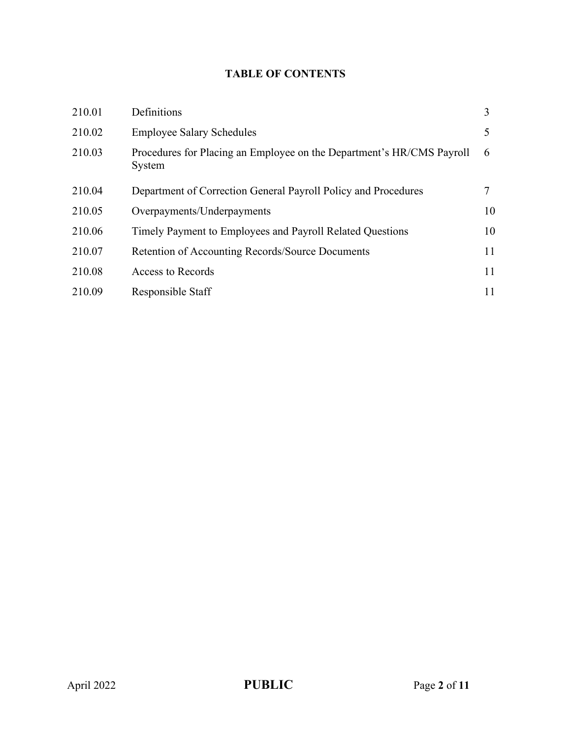## TABLE OF CONTENTS

| | | |
|---|---|---|
| 210.01 | Definitions | 3 |
| 210.02 | Employee Salary Schedules | 5 |
| 210.03 | Procedures for Placing an Employee on the Department's HR/CMS Payroll System | 6 |
| 210.04 | Department of Correction General Payroll Policy and Procedures | 7 |
| 210.05 | Overpayments/Underpayments | 10 |
| 210.06 | Timely Payment to Employees and Payroll Related Questions | 10 |
| 210.07 | Retention of Accounting Records/Source Documents | 11 |
| 210.08 | Access to Records | 11 |
| 210.09 | Responsible Staff | 11 |

April 2022 **PUBLIC**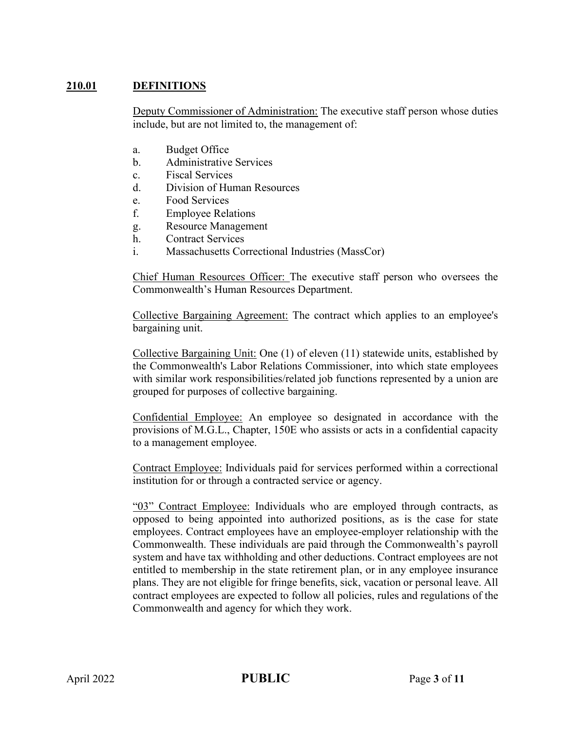## 210.01 DEFINITIONS

Deputy Commissioner of Administration: The executive staff person whose duties include, but are not limited to, the management of:

a. Budget Office
b. Administrative Services
c. Fiscal Services
d. Division of Human Resources
e. Food Services
f. Employee Relations
g. Resource Management
h. Contract Services
i. Massachusetts Correctional Industries (MassCor)

Chief Human Resources Officer: The executive staff person who oversees the Commonwealth's Human Resources Department.

Collective Bargaining Agreement: The contract which applies to an employee's bargaining unit.

Collective Bargaining Unit: One (1) of eleven (11) statewide units, established by the Commonwealth's Labor Relations Commissioner, into which state employees with similar work responsibilities/related job functions represented by a union are grouped for purposes of collective bargaining.

Confidential Employee: An employee so designated in accordance with the provisions of M.G.L., Chapter, 150E who assists or acts in a confidential capacity to a management employee.

Contract Employee: Individuals paid for services performed within a correctional institution for or through a contracted service or agency.

"03" Contract Employee: Individuals who are employed through contracts, as opposed to being appointed into authorized positions, as is the case for state employees. Contract employees have an employee-employer relationship with the Commonwealth. These individuals are paid through the Commonwealth's payroll system and have tax withholding and other deductions. Contract employees are not entitled to membership in the state retirement plan, or in any employee insurance plans. They are not eligible for fringe benefits, sick, vacation or personal leave. All contract employees are expected to follow all policies, rules and regulations of the Commonwealth and agency for which they work.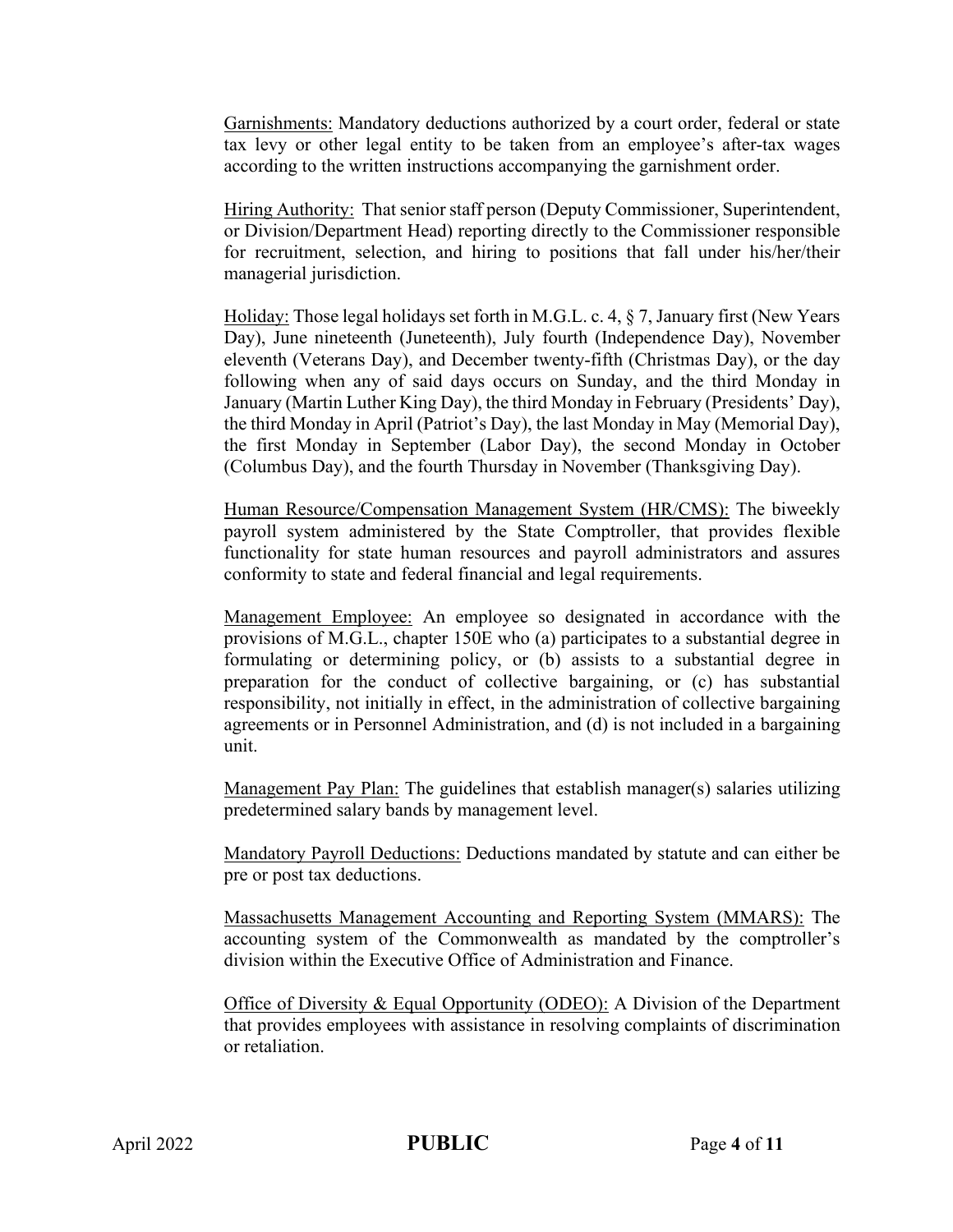Garnishments: Mandatory deductions authorized by a court order, federal or state tax levy or other legal entity to be taken from an employee's after-tax wages according to the written instructions accompanying the garnishment order.

Hiring Authority: That senior staff person (Deputy Commissioner, Superintendent, or Division/Department Head) reporting directly to the Commissioner responsible for recruitment, selection, and hiring to positions that fall under his/her/their managerial jurisdiction.

Holiday: Those legal holidays set forth in M.G.L. c. 4, § 7, January first (New Years Day), June nineteenth (Juneteenth), July fourth (Independence Day), November eleventh (Veterans Day), and December twenty-fifth (Christmas Day), or the day following when any of said days occurs on Sunday, and the third Monday in January (Martin Luther King Day), the third Monday in February (Presidents' Day), the third Monday in April (Patriot's Day), the last Monday in May (Memorial Day), the first Monday in September (Labor Day), the second Monday in October (Columbus Day), and the fourth Thursday in November (Thanksgiving Day).

Human Resource/Compensation Management System (HR/CMS): The biweekly payroll system administered by the State Comptroller, that provides flexible functionality for state human resources and payroll administrators and assures conformity to state and federal financial and legal requirements.

Management Employee: An employee so designated in accordance with the provisions of M.G.L., chapter 150E who (a) participates to a substantial degree in formulating or determining policy, or (b) assists to a substantial degree in preparation for the conduct of collective bargaining, or (c) has substantial responsibility, not initially in effect, in the administration of collective bargaining agreements or in Personnel Administration, and (d) is not included in a bargaining unit.

Management Pay Plan: The guidelines that establish manager(s) salaries utilizing predetermined salary bands by management level.

Mandatory Payroll Deductions: Deductions mandated by statute and can either be pre or post tax deductions.

Massachusetts Management Accounting and Reporting System (MMARS): The accounting system of the Commonwealth as mandated by the comptroller's division within the Executive Office of Administration and Finance.

Office of Diversity & Equal Opportunity (ODEO): A Division of the Department that provides employees with assistance in resolving complaints of discrimination or retaliation.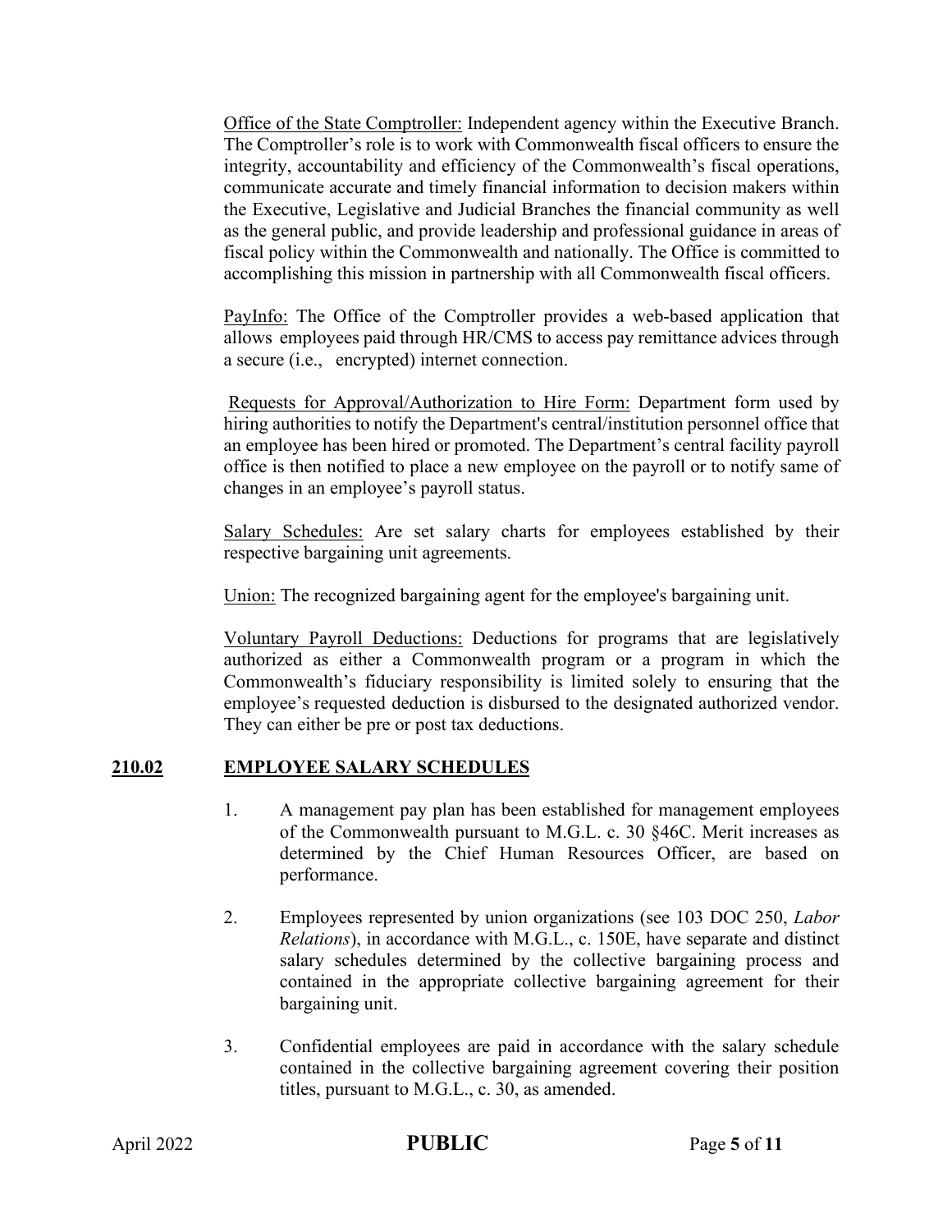<u>Office of the State Comptroller:</u> Independent agency within the Executive Branch. The Comptroller's role is to work with Commonwealth fiscal officers to ensure the integrity, accountability and efficiency of the Commonwealth's fiscal operations, communicate accurate and timely financial information to decision makers within the Executive, Legislative and Judicial Branches the financial community as well as the general public, and provide leadership and professional guidance in areas of fiscal policy within the Commonwealth and nationally. The Office is committed to accomplishing this mission in partnership with all Commonwealth fiscal officers.

<u>PayInfo:</u> The Office of the Comptroller provides a web-based application that allows employees paid through HR/CMS to access pay remittance advices through a secure (i.e., encrypted) internet connection.

<u>Requests for Approval/Authorization to Hire Form:</u> Department form used by hiring authorities to notify the Department's central/institution personnel office that an employee has been hired or promoted. The Department's central facility payroll office is then notified to place a new employee on the payroll or to notify same of changes in an employee's payroll status.

<u>Salary Schedules:</u> Are set salary charts for employees established by their respective bargaining unit agreements.

<u>Union:</u> The recognized bargaining agent for the employee's bargaining unit.

<u>Voluntary Payroll Deductions:</u> Deductions for programs that are legislatively authorized as either a Commonwealth program or a program in which the Commonwealth's fiduciary responsibility is limited solely to ensuring that the employee's requested deduction is disbursed to the designated authorized vendor. They can either be pre or post tax deductions.

## 210.02 EMPLOYEE SALARY SCHEDULES

1. A management pay plan has been established for management employees of the Commonwealth pursuant to M.G.L. c. 30 §46C. Merit increases as determined by the Chief Human Resources Officer, are based on performance.

2. Employees represented by union organizations (see 103 DOC 250, *Labor Relations*), in accordance with M.G.L., c. 150E, have separate and distinct salary schedules determined by the collective bargaining process and contained in the appropriate collective bargaining agreement for their bargaining unit.

3. Confidential employees are paid in accordance with the salary schedule contained in the collective bargaining agreement covering their position titles, pursuant to M.G.L., c. 30, as amended.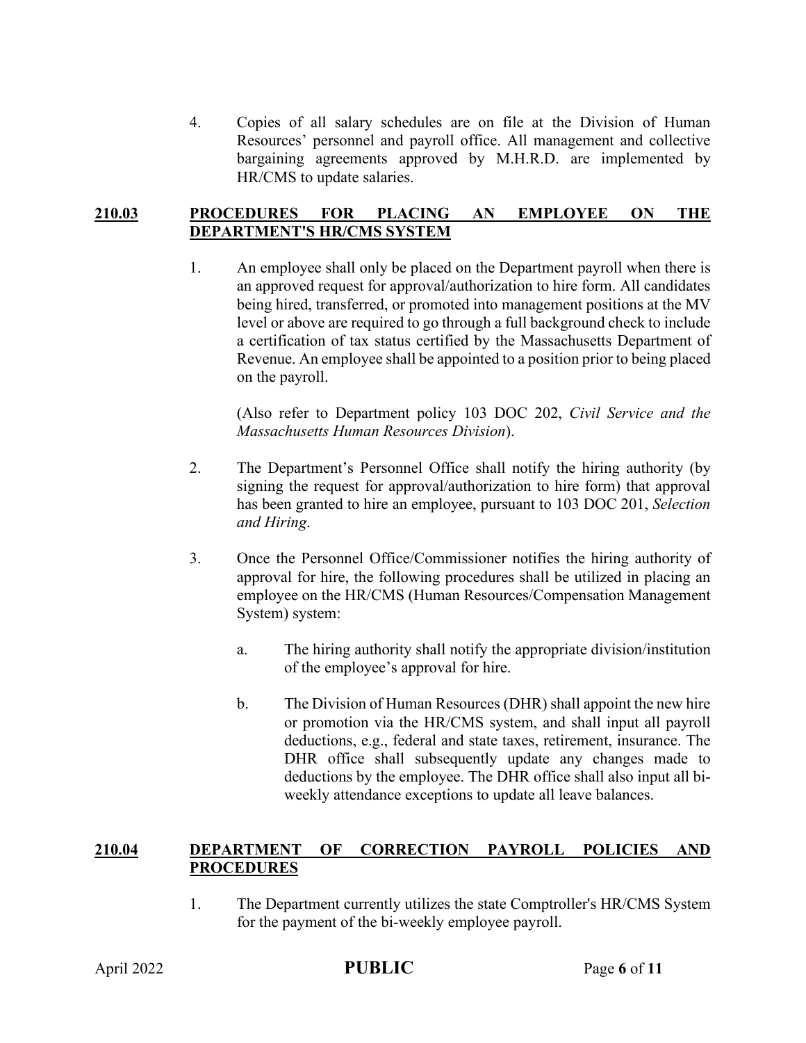4. Copies of all salary schedules are on file at the Division of Human Resources' personnel and payroll office. All management and collective bargaining agreements approved by M.H.R.D. are implemented by HR/CMS to update salaries.

## 210.03 PROCEDURES FOR PLACING AN EMPLOYEE ON THE DEPARTMENT'S HR/CMS SYSTEM

1. An employee shall only be placed on the Department payroll when there is an approved request for approval/authorization to hire form. All candidates being hired, transferred, or promoted into management positions at the MV level or above are required to go through a full background check to include a certification of tax status certified by the Massachusetts Department of Revenue. An employee shall be appointed to a position prior to being placed on the payroll.

   (Also refer to Department policy 103 DOC 202, *Civil Service and the Massachusetts Human Resources Division*).

2. The Department's Personnel Office shall notify the hiring authority (by signing the request for approval/authorization to hire form) that approval has been granted to hire an employee, pursuant to 103 DOC 201, *Selection and Hiring*.

3. Once the Personnel Office/Commissioner notifies the hiring authority of approval for hire, the following procedures shall be utilized in placing an employee on the HR/CMS (Human Resources/Compensation Management System) system:

   a. The hiring authority shall notify the appropriate division/institution of the employee's approval for hire.

   b. The Division of Human Resources (DHR) shall appoint the new hire or promotion via the HR/CMS system, and shall input all payroll deductions, e.g., federal and state taxes, retirement, insurance. The DHR office shall subsequently update any changes made to deductions by the employee. The DHR office shall also input all bi-weekly attendance exceptions to update all leave balances.

## 210.04 DEPARTMENT OF CORRECTION PAYROLL POLICIES AND PROCEDURES

1. The Department currently utilizes the state Comptroller's HR/CMS System for the payment of the bi-weekly employee payroll.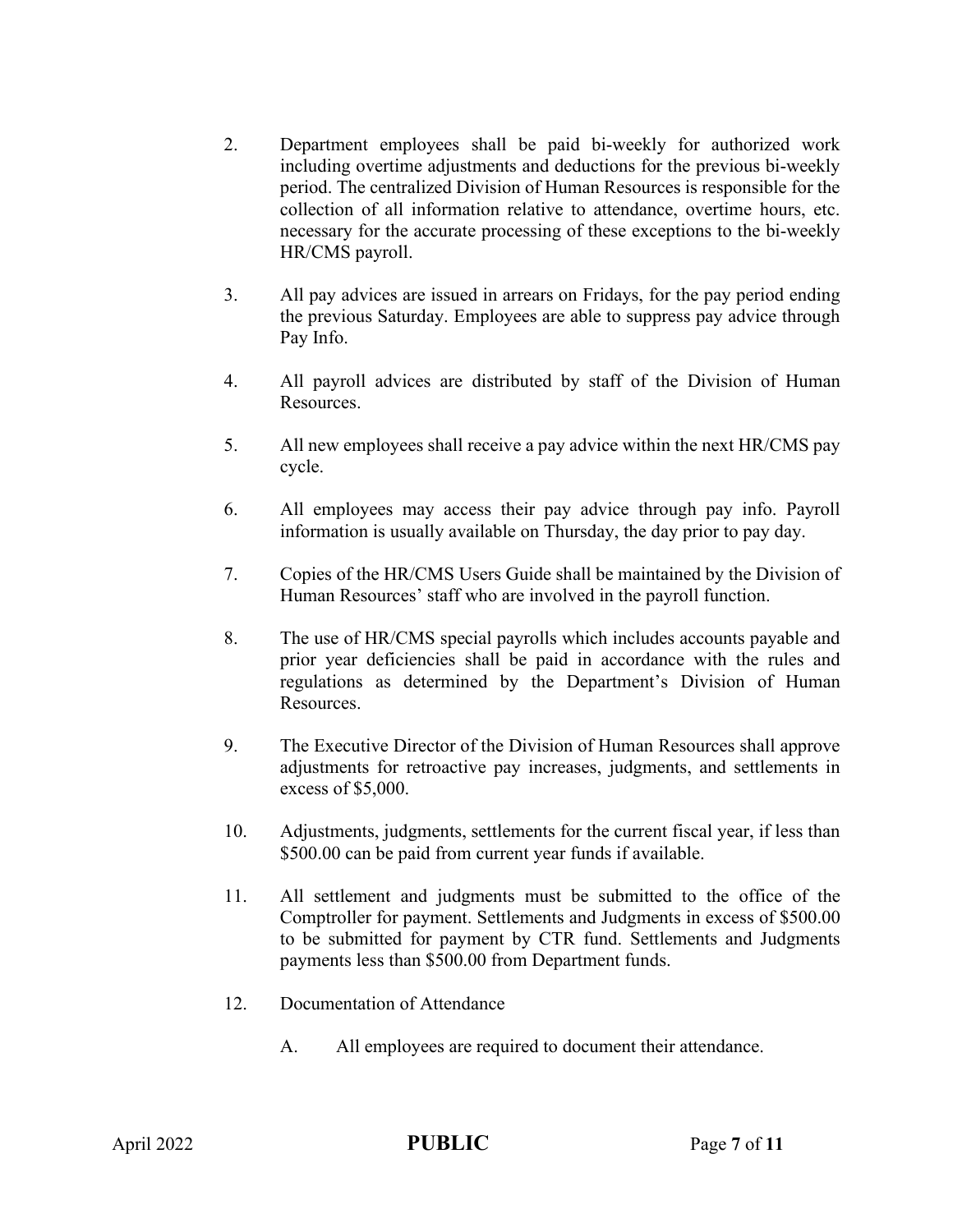2. Department employees shall be paid bi-weekly for authorized work including overtime adjustments and deductions for the previous bi-weekly period. The centralized Division of Human Resources is responsible for the collection of all information relative to attendance, overtime hours, etc. necessary for the accurate processing of these exceptions to the bi-weekly HR/CMS payroll.

3. All pay advices are issued in arrears on Fridays, for the pay period ending the previous Saturday. Employees are able to suppress pay advice through Pay Info.

4. All payroll advices are distributed by staff of the Division of Human Resources.

5. All new employees shall receive a pay advice within the next HR/CMS pay cycle.

6. All employees may access their pay advice through pay info. Payroll information is usually available on Thursday, the day prior to pay day.

7. Copies of the HR/CMS Users Guide shall be maintained by the Division of Human Resources' staff who are involved in the payroll function.

8. The use of HR/CMS special payrolls which includes accounts payable and prior year deficiencies shall be paid in accordance with the rules and regulations as determined by the Department's Division of Human Resources.

9. The Executive Director of the Division of Human Resources shall approve adjustments for retroactive pay increases, judgments, and settlements in excess of $5,000.

10. Adjustments, judgments, settlements for the current fiscal year, if less than $500.00 can be paid from current year funds if available.

11. All settlement and judgments must be submitted to the office of the Comptroller for payment. Settlements and Judgments in excess of $500.00 to be submitted for payment by CTR fund. Settlements and Judgments payments less than $500.00 from Department funds.

12. Documentation of Attendance

    A. All employees are required to document their attendance.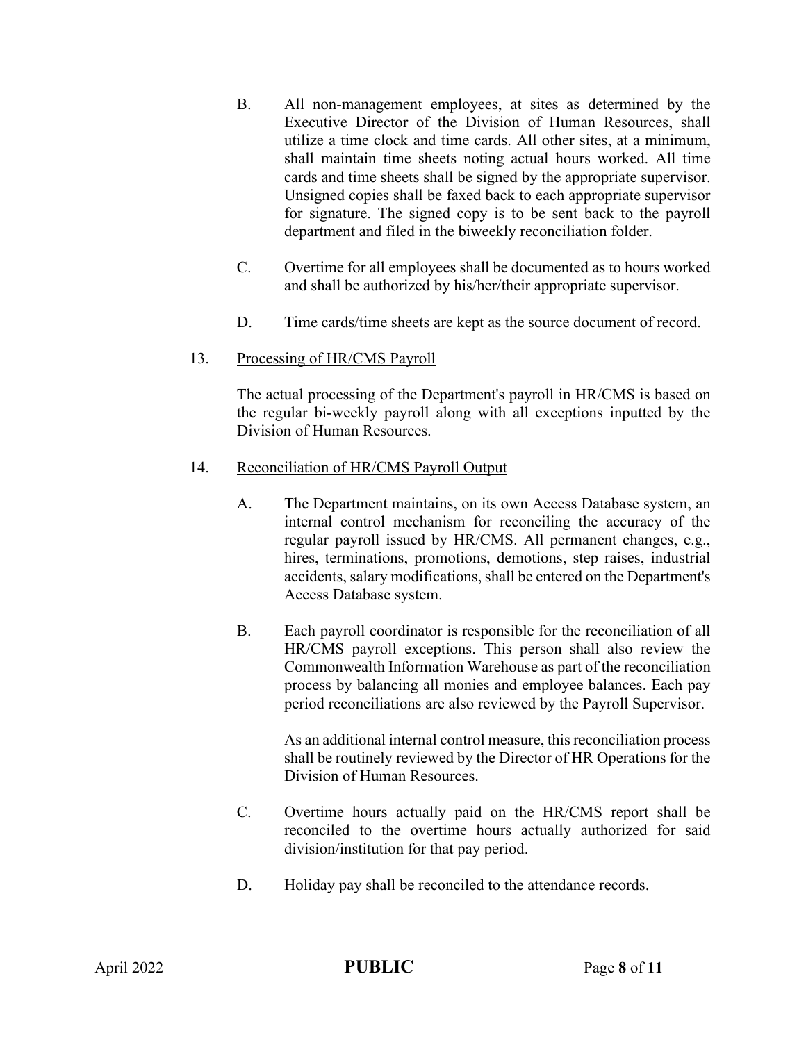B. All non-management employees, at sites as determined by the Executive Director of the Division of Human Resources, shall utilize a time clock and time cards. All other sites, at a minimum, shall maintain time sheets noting actual hours worked. All time cards and time sheets shall be signed by the appropriate supervisor. Unsigned copies shall be faxed back to each appropriate supervisor for signature. The signed copy is to be sent back to the payroll department and filed in the biweekly reconciliation folder.

C. Overtime for all employees shall be documented as to hours worked and shall be authorized by his/her/their appropriate supervisor.

D. Time cards/time sheets are kept as the source document of record.

13. <u>Processing of HR/CMS Payroll</u>

The actual processing of the Department's payroll in HR/CMS is based on the regular bi-weekly payroll along with all exceptions inputted by the Division of Human Resources.

14. <u>Reconciliation of HR/CMS Payroll Output</u>

A. The Department maintains, on its own Access Database system, an internal control mechanism for reconciling the accuracy of the regular payroll issued by HR/CMS. All permanent changes, e.g., hires, terminations, promotions, demotions, step raises, industrial accidents, salary modifications, shall be entered on the Department's Access Database system.

B. Each payroll coordinator is responsible for the reconciliation of all HR/CMS payroll exceptions. This person shall also review the Commonwealth Information Warehouse as part of the reconciliation process by balancing all monies and employee balances. Each pay period reconciliations are also reviewed by the Payroll Supervisor.

As an additional internal control measure, this reconciliation process shall be routinely reviewed by the Director of HR Operations for the Division of Human Resources.

C. Overtime hours actually paid on the HR/CMS report shall be reconciled to the overtime hours actually authorized for said division/institution for that pay period.

D. Holiday pay shall be reconciled to the attendance records.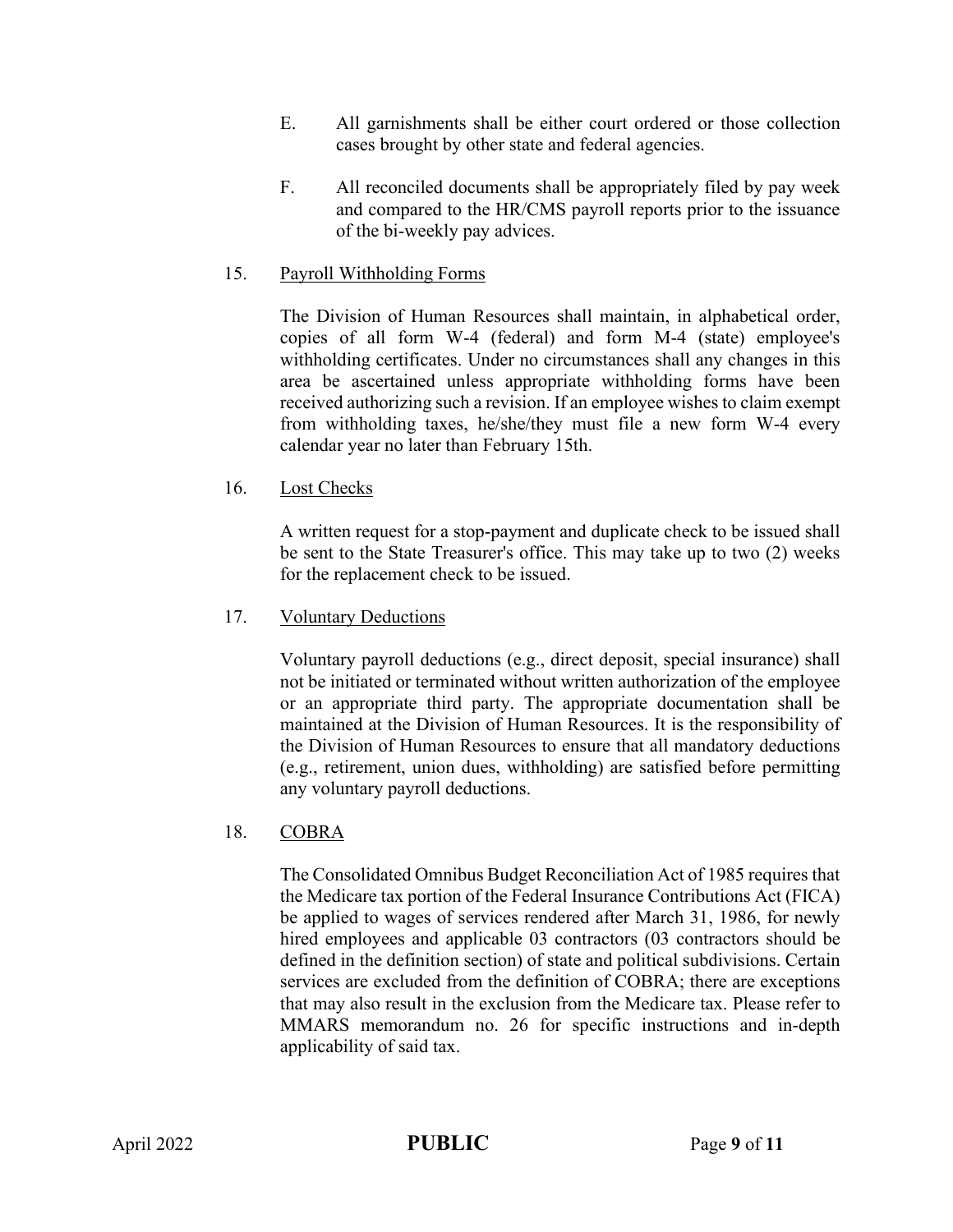E. All garnishments shall be either court ordered or those collection cases brought by other state and federal agencies.

F. All reconciled documents shall be appropriately filed by pay week and compared to the HR/CMS payroll reports prior to the issuance of the bi-weekly pay advices.

15. Payroll Withholding Forms

The Division of Human Resources shall maintain, in alphabetical order, copies of all form W-4 (federal) and form M-4 (state) employee's withholding certificates. Under no circumstances shall any changes in this area be ascertained unless appropriate withholding forms have been received authorizing such a revision. If an employee wishes to claim exempt from withholding taxes, he/she/they must file a new form W-4 every calendar year no later than February 15th.

16. Lost Checks

A written request for a stop-payment and duplicate check to be issued shall be sent to the State Treasurer's office. This may take up to two (2) weeks for the replacement check to be issued.

17. Voluntary Deductions

Voluntary payroll deductions (e.g., direct deposit, special insurance) shall not be initiated or terminated without written authorization of the employee or an appropriate third party. The appropriate documentation shall be maintained at the Division of Human Resources. It is the responsibility of the Division of Human Resources to ensure that all mandatory deductions (e.g., retirement, union dues, withholding) are satisfied before permitting any voluntary payroll deductions.

18. COBRA

The Consolidated Omnibus Budget Reconciliation Act of 1985 requires that the Medicare tax portion of the Federal Insurance Contributions Act (FICA) be applied to wages of services rendered after March 31, 1986, for newly hired employees and applicable 03 contractors (03 contractors should be defined in the definition section) of state and political subdivisions. Certain services are excluded from the definition of COBRA; there are exceptions that may also result in the exclusion from the Medicare tax. Please refer to MMARS memorandum no. 26 for specific instructions and in-depth applicability of said tax.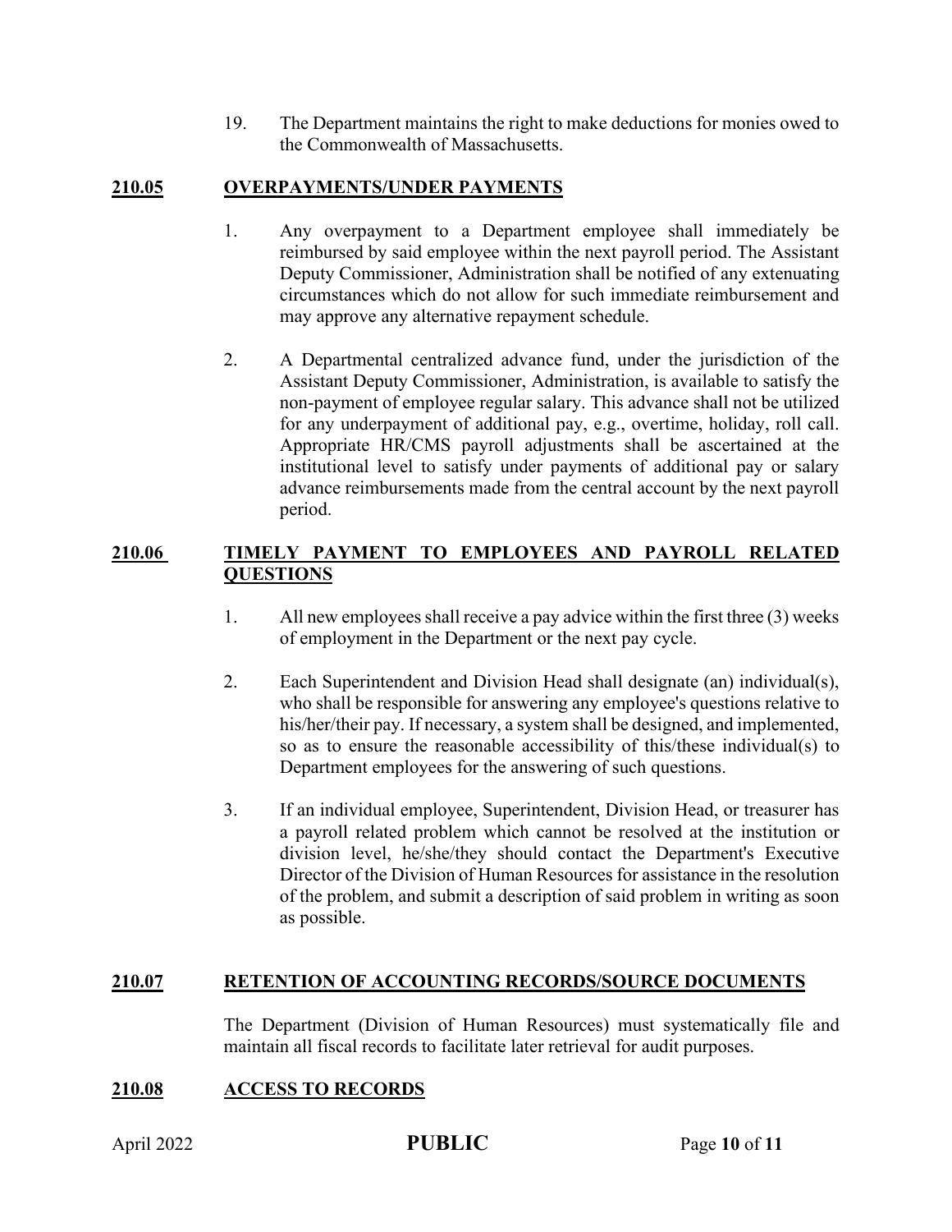19. The Department maintains the right to make deductions for monies owed to the Commonwealth of Massachusetts.

## 210.05 OVERPAYMENTS/UNDER PAYMENTS

1. Any overpayment to a Department employee shall immediately be reimbursed by said employee within the next payroll period. The Assistant Deputy Commissioner, Administration shall be notified of any extenuating circumstances which do not allow for such immediate reimbursement and may approve any alternative repayment schedule.

2. A Departmental centralized advance fund, under the jurisdiction of the Assistant Deputy Commissioner, Administration, is available to satisfy the non-payment of employee regular salary. This advance shall not be utilized for any underpayment of additional pay, e.g., overtime, holiday, roll call. Appropriate HR/CMS payroll adjustments shall be ascertained at the institutional level to satisfy under payments of additional pay or salary advance reimbursements made from the central account by the next payroll period.

## 210.06 TIMELY PAYMENT TO EMPLOYEES AND PAYROLL RELATED QUESTIONS

1. All new employees shall receive a pay advice within the first three (3) weeks of employment in the Department or the next pay cycle.

2. Each Superintendent and Division Head shall designate (an) individual(s), who shall be responsible for answering any employee's questions relative to his/her/their pay. If necessary, a system shall be designed, and implemented, so as to ensure the reasonable accessibility of this/these individual(s) to Department employees for the answering of such questions.

3. If an individual employee, Superintendent, Division Head, or treasurer has a payroll related problem which cannot be resolved at the institution or division level, he/she/they should contact the Department's Executive Director of the Division of Human Resources for assistance in the resolution of the problem, and submit a description of said problem in writing as soon as possible.

## 210.07 RETENTION OF ACCOUNTING RECORDS/SOURCE DOCUMENTS

The Department (Division of Human Resources) must systematically file and maintain all fiscal records to facilitate later retrieval for audit purposes.

## 210.08 ACCESS TO RECORDS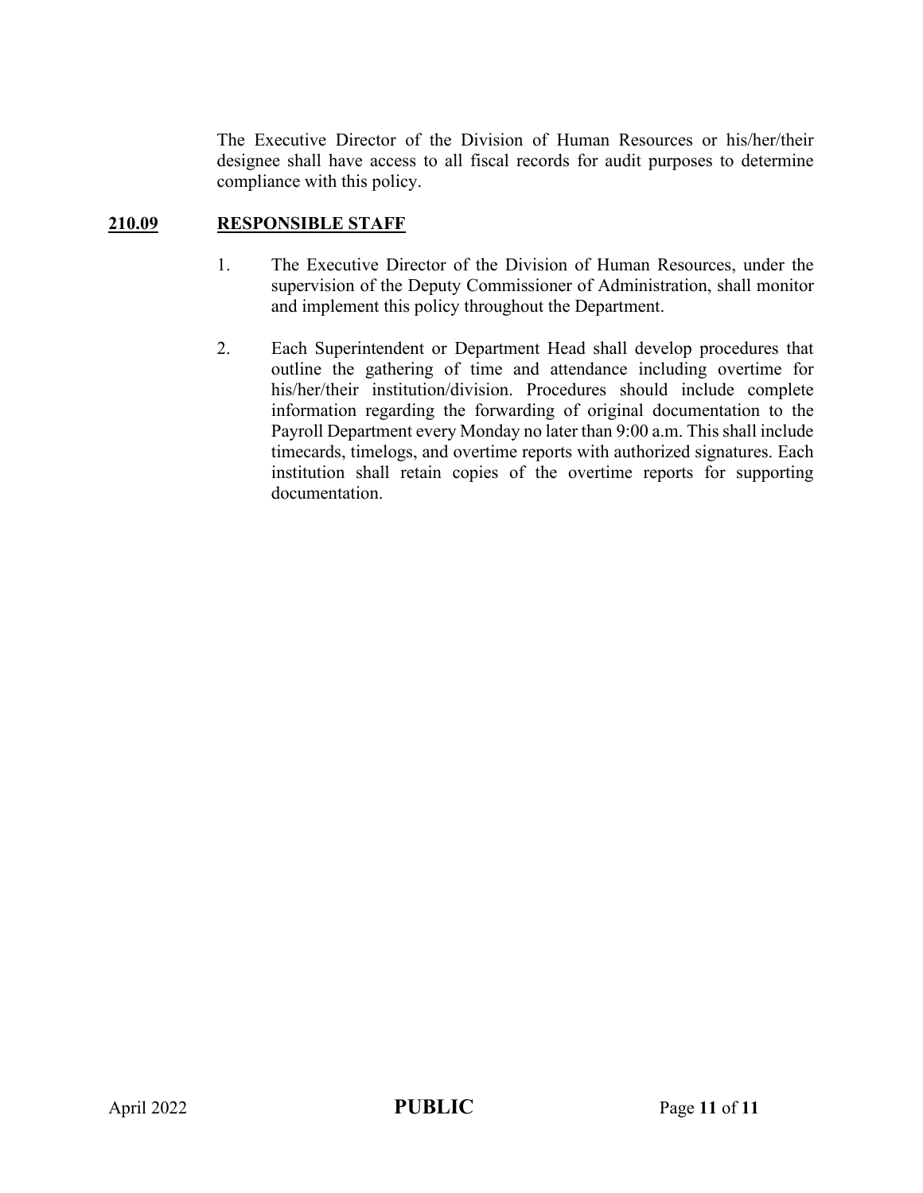The Executive Director of the Division of Human Resources or his/her/their designee shall have access to all fiscal records for audit purposes to determine compliance with this policy.

## 210.09 RESPONSIBLE STAFF

1. The Executive Director of the Division of Human Resources, under the supervision of the Deputy Commissioner of Administration, shall monitor and implement this policy throughout the Department.

2. Each Superintendent or Department Head shall develop procedures that outline the gathering of time and attendance including overtime for his/her/their institution/division. Procedures should include complete information regarding the forwarding of original documentation to the Payroll Department every Monday no later than 9:00 a.m. This shall include timecards, timelogs, and overtime reports with authorized signatures. Each institution shall retain copies of the overtime reports for supporting documentation.